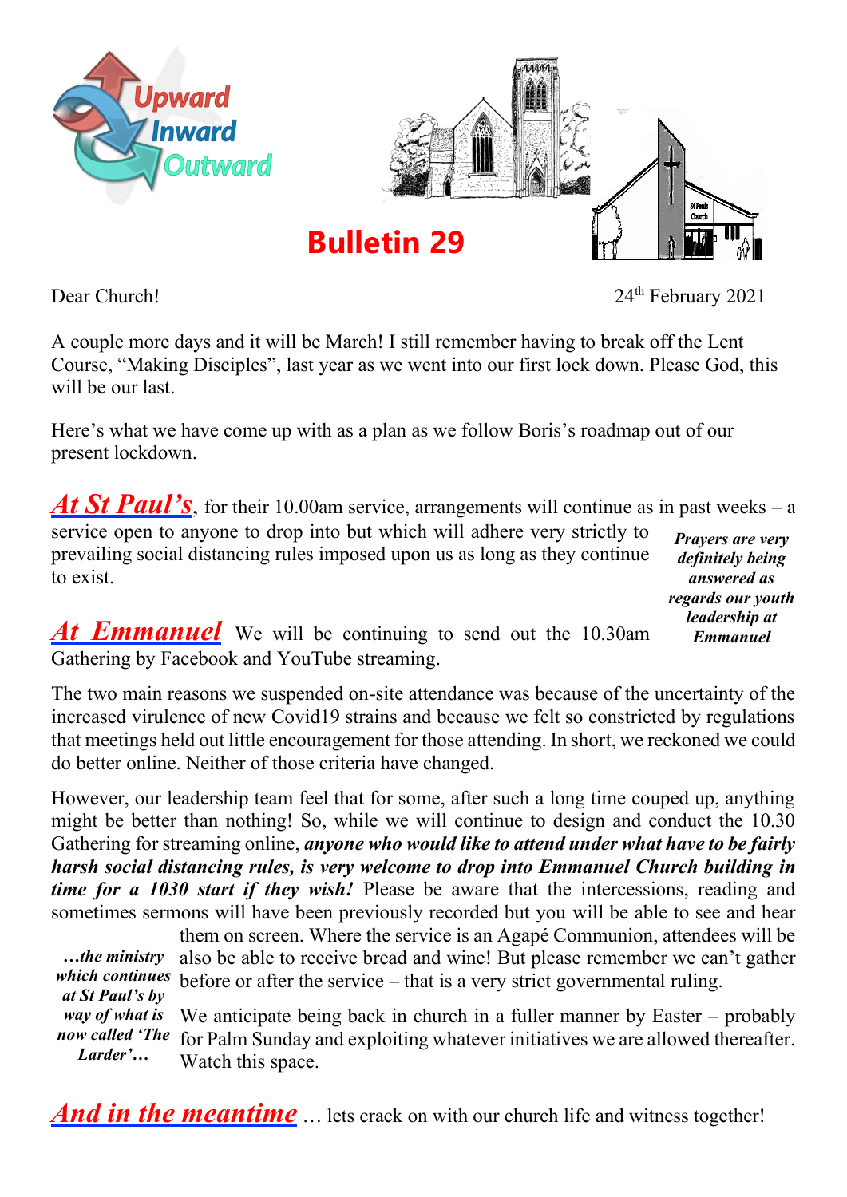Upward
Inward
Outward

# Bulletin 29

Dear Church! 24th February 2021

A couple more days and it will be March! I still remember having to break off the Lent Course, "Making Disciples", last year as we went into our first lock down. Please God, this will be our last.

Here's what we have come up with as a plan as we follow Boris's roadmap out of our present lockdown.

***At St Paul's***, for their 10.00am service, arrangements will continue as in past weeks – a service open to anyone to drop into but which will adhere very strictly to prevailing social distancing rules imposed upon us as long as they continue to exist.

***Prayers are very definitely being answered as regards our youth leadership at Emmanuel***

***At Emmanuel*** We will be continuing to send out the 10.30am Gathering by Facebook and YouTube streaming.

The two main reasons we suspended on-site attendance was because of the uncertainty of the increased virulence of new Covid19 strains and because we felt so constricted by regulations that meetings held out little encouragement for those attending. In short, we reckoned we could do better online. Neither of those criteria have changed.

However, our leadership team feel that for some, after such a long time couped up, anything might be better than nothing! So, while we will continue to design and conduct the 10.30 Gathering for streaming online, ***anyone who would like to attend under what have to be fairly harsh social distancing rules, is very welcome to drop into Emmanuel Church building in time for a 1030 start if they wish!*** Please be aware that the intercessions, reading and sometimes sermons will have been previously recorded but you will be able to see and hear them on screen. Where the service is an Agapé Communion, attendees will be also be able to receive bread and wine! But please remember we can't gather before or after the service – that is a very strict governmental ruling.

***…the ministry which continues at St Paul's by way of what is now called 'The Larder'…***

We anticipate being back in church in a fuller manner by Easter – probably for Palm Sunday and exploiting whatever initiatives we are allowed thereafter. Watch this space.

***And in the meantime*** … lets crack on with our church life and witness together!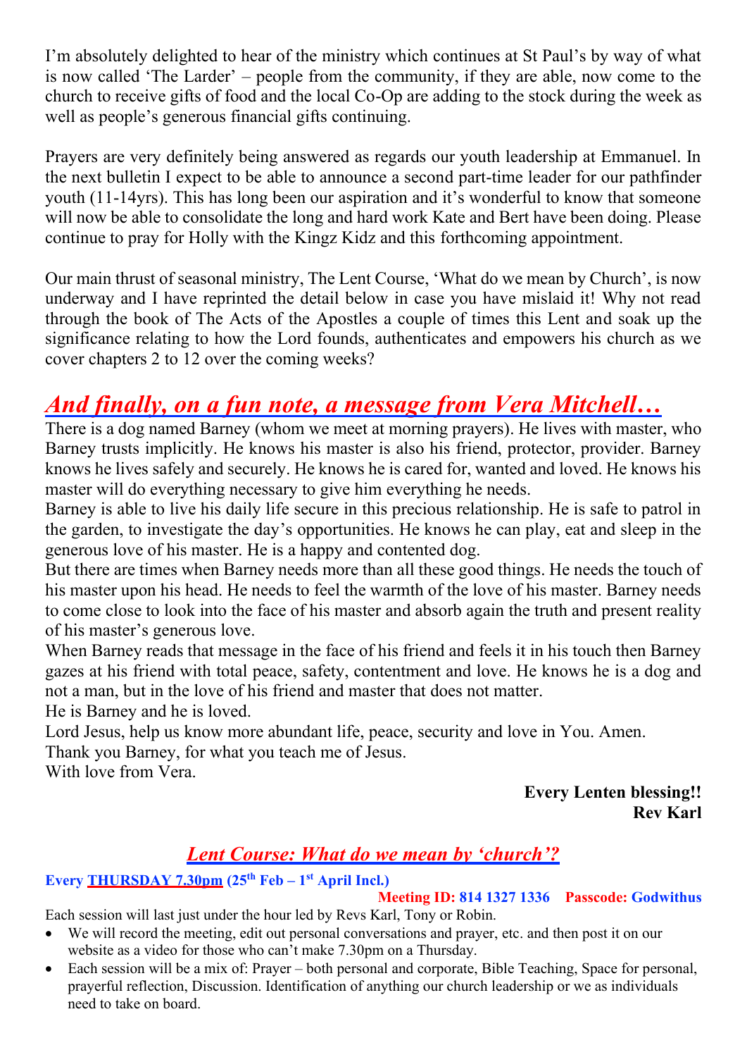I'm absolutely delighted to hear of the ministry which continues at St Paul's by way of what is now called 'The Larder' – people from the community, if they are able, now come to the church to receive gifts of food and the local Co-Op are adding to the stock during the week as well as people's generous financial gifts continuing.

Prayers are very definitely being answered as regards our youth leadership at Emmanuel. In the next bulletin I expect to be able to announce a second part-time leader for our pathfinder youth (11-14yrs). This has long been our aspiration and it's wonderful to know that someone will now be able to consolidate the long and hard work Kate and Bert have been doing. Please continue to pray for Holly with the Kingz Kidz and this forthcoming appointment.

Our main thrust of seasonal ministry, The Lent Course, 'What do we mean by Church', is now underway and I have reprinted the detail below in case you have mislaid it! Why not read through the book of The Acts of the Apostles a couple of times this Lent and soak up the significance relating to how the Lord founds, authenticates and empowers his church as we cover chapters 2 to 12 over the coming weeks?

## *And finally, on a fun note, a message from Vera Mitchell…*

There is a dog named Barney (whom we meet at morning prayers). He lives with master, who Barney trusts implicitly. He knows his master is also his friend, protector, provider. Barney knows he lives safely and securely. He knows he is cared for, wanted and loved. He knows his master will do everything necessary to give him everything he needs.
Barney is able to live his daily life secure in this precious relationship. He is safe to patrol in the garden, to investigate the day's opportunities. He knows he can play, eat and sleep in the generous love of his master. He is a happy and contented dog.
But there are times when Barney needs more than all these good things. He needs the touch of his master upon his head. He needs to feel the warmth of the love of his master. Barney needs to come close to look into the face of his master and absorb again the truth and present reality of his master's generous love.
When Barney reads that message in the face of his friend and feels it in his touch then Barney gazes at his friend with total peace, safety, contentment and love. He knows he is a dog and not a man, but in the love of his friend and master that does not matter.
He is Barney and he is loved.
Lord Jesus, help us know more abundant life, peace, security and love in You. Amen.
Thank you Barney, for what you teach me of Jesus.
With love from Vera.

**Every Lenten blessing!!**
**Rev Karl**

## *Lent Course: What do we mean by 'church'?*

**Every THURSDAY 7.30pm (25th Feb – 1st April Incl.)**

**Meeting ID: 814 1327 1336 Passcode: Godwithus**

Each session will last just under the hour led by Revs Karl, Tony or Robin.

- We will record the meeting, edit out personal conversations and prayer, etc. and then post it on our website as a video for those who can't make 7.30pm on a Thursday.
- Each session will be a mix of: Prayer – both personal and corporate, Bible Teaching, Space for personal, prayerful reflection, Discussion. Identification of anything our church leadership or we as individuals need to take on board.